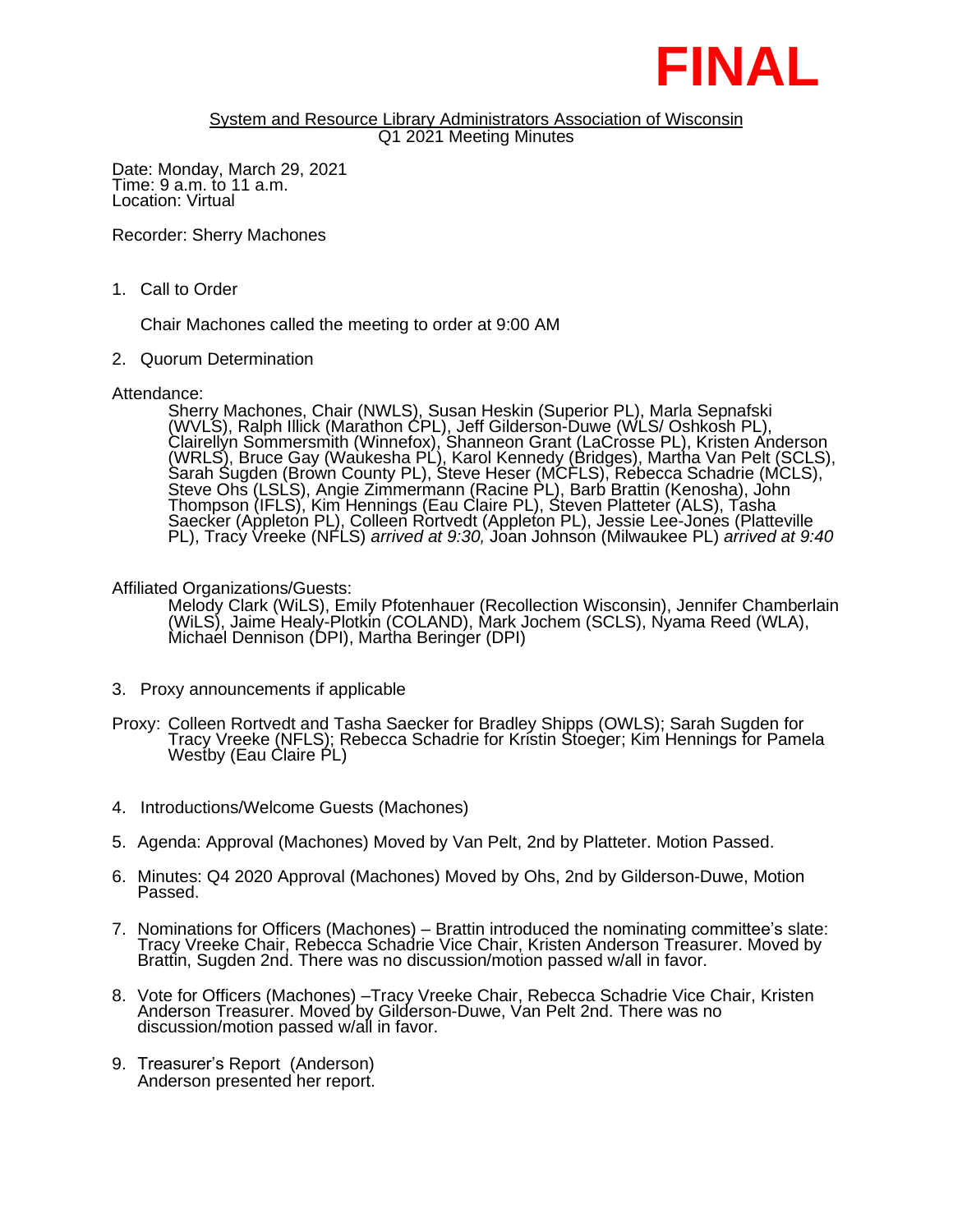# FINAL

System and Resource Library Administrators Association of Wisconsin
Q1 2021 Meeting Minutes

Date: Monday, March 29, 2021
Time: 9 a.m. to 11 a.m.
Location: Virtual

Recorder: Sherry Machones

1. Call to Order

   Chair Machones called the meeting to order at 9:00 AM

2. Quorum Determination

Attendance:

> Sherry Machones, Chair (NWLS), Susan Heskin (Superior PL), Marla Sepnafski (WVLS), Ralph Illick (Marathon CPL), Jeff Gilderson-Duwe (WLS/ Oshkosh PL), Clairellyn Sommersmith (Winnefox), Shanneon Grant (LaCrosse PL), Kristen Anderson (WRLS), Bruce Gay (Waukesha PL), Karol Kennedy (Bridges), Martha Van Pelt (SCLS), Sarah Sugden (Brown County PL), Steve Heser (MCFLS), Rebecca Schadrie (MCLS), Steve Ohs (LSLS), Angie Zimmermann (Racine PL), Barb Brattin (Kenosha), John Thompson (IFLS), Kim Hennings (Eau Claire PL), Steven Platteter (ALS), Tasha Saecker (Appleton PL), Colleen Rortvedt (Appleton PL), Jessie Lee-Jones (Platteville PL), Tracy Vreeke (NFLS) *arrived at 9:30,* Joan Johnson (Milwaukee PL) *arrived at 9:40*

Affiliated Organizations/Guests:

> Melody Clark (WiLS), Emily Pfotenhauer (Recollection Wisconsin), Jennifer Chamberlain (WiLS), Jaime Healy-Plotkin (COLAND), Mark Jochem (SCLS), Nyama Reed (WLA), Michael Dennison (DPI), Martha Beringer (DPI)

3. Proxy announcements if applicable

Proxy: Colleen Rortvedt and Tasha Saecker for Bradley Shipps (OWLS); Sarah Sugden for Tracy Vreeke (NFLS); Rebecca Schadrie for Kristin Stoeger; Kim Hennings for Pamela Westby (Eau Claire PL)

4. Introductions/Welcome Guests (Machones)

5. Agenda: Approval (Machones) Moved by Van Pelt, 2nd by Platteter. Motion Passed.

6. Minutes: Q4 2020 Approval (Machones) Moved by Ohs, 2nd by Gilderson-Duwe, Motion Passed.

7. Nominations for Officers (Machones) – Brattin introduced the nominating committee's slate: Tracy Vreeke Chair, Rebecca Schadrie Vice Chair, Kristen Anderson Treasurer. Moved by Brattin, Sugden 2nd. There was no discussion/motion passed w/all in favor.

8. Vote for Officers (Machones) –Tracy Vreeke Chair, Rebecca Schadrie Vice Chair, Kristen Anderson Treasurer. Moved by Gilderson-Duwe, Van Pelt 2nd. There was no discussion/motion passed w/all in favor.

9. Treasurer's Report (Anderson)
   Anderson presented her report.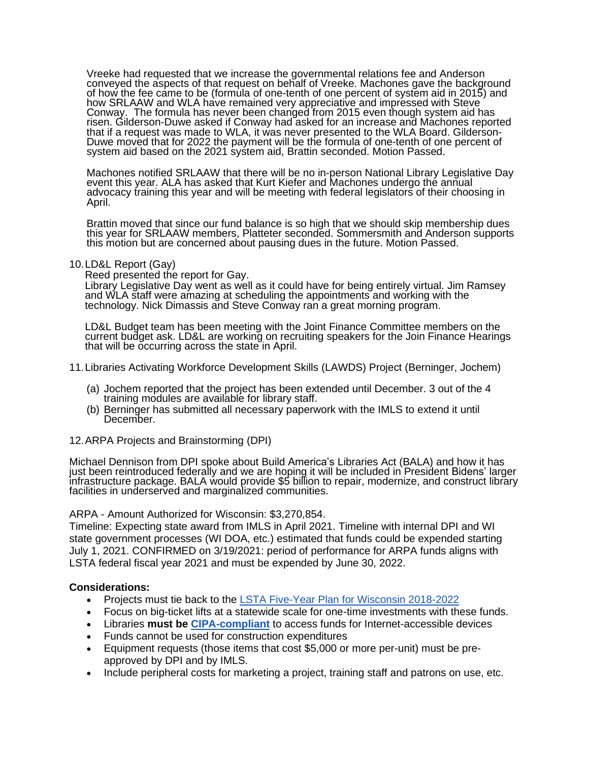Vreeke had requested that we increase the governmental relations fee and Anderson conveyed the aspects of that request on behalf of Vreeke. Machones gave the background of how the fee came to be (formula of one-tenth of one percent of system aid in 2015) and how SRLAAW and WLA have remained very appreciative and impressed with Steve Conway. The formula has never been changed from 2015 even though system aid has risen. Gilderson-Duwe asked if Conway had asked for an increase and Machones reported that if a request was made to WLA, it was never presented to the WLA Board. Gilderson-Duwe moved that for 2022 the payment will be the formula of one-tenth of one percent of system aid based on the 2021 system aid, Brattin seconded. Motion Passed.

Machones notified SRLAAW that there will be no in-person National Library Legislative Day event this year. ALA has asked that Kurt Kiefer and Machones undergo the annual advocacy training this year and will be meeting with federal legislators of their choosing in April.

Brattin moved that since our fund balance is so high that we should skip membership dues this year for SRLAAW members, Platteter seconded. Sommersmith and Anderson supports this motion but are concerned about pausing dues in the future. Motion Passed.

10. LD&L Report (Gay)
    Reed presented the report for Gay.
    Library Legislative Day went as well as it could have for being entirely virtual. Jim Ramsey and WLA staff were amazing at scheduling the appointments and working with the technology. Nick Dimassis and Steve Conway ran a great morning program.

    LD&L Budget team has been meeting with the Joint Finance Committee members on the current budget ask. LD&L are working on recruiting speakers for the Join Finance Hearings that will be occurring across the state in April.

11. Libraries Activating Workforce Development Skills (LAWDS) Project (Berninger, Jochem)

    (a) Jochem reported that the project has been extended until December. 3 out of the 4 training modules are available for library staff.
    (b) Berninger has submitted all necessary paperwork with the IMLS to extend it until December.

12. ARPA Projects and Brainstorming (DPI)

Michael Dennison from DPI spoke about Build America's Libraries Act (BALA) and how it has just been reintroduced federally and we are hoping it will be included in President Bidens' larger infrastructure package. BALA would provide $5 billion to repair, modernize, and construct library facilities in underserved and marginalized communities.

ARPA - Amount Authorized for Wisconsin: $3,270,854.
Timeline: Expecting state award from IMLS in April 2021. Timeline with internal DPI and WI state government processes (WI DOA, etc.) estimated that funds could be expended starting July 1, 2021. CONFIRMED on 3/19/2021: period of performance for ARPA funds aligns with LSTA federal fiscal year 2021 and must be expended by June 30, 2022.

**Considerations:**

- Projects must tie back to the LSTA Five-Year Plan for Wisconsin 2018-2022
- Focus on big-ticket lifts at a statewide scale for one-time investments with these funds.
- Libraries **must be CIPA-compliant** to access funds for Internet-accessible devices
- Funds cannot be used for construction expenditures
- Equipment requests (those items that cost $5,000 or more per-unit) must be pre-approved by DPI and by IMLS.
- Include peripheral costs for marketing a project, training staff and patrons on use, etc.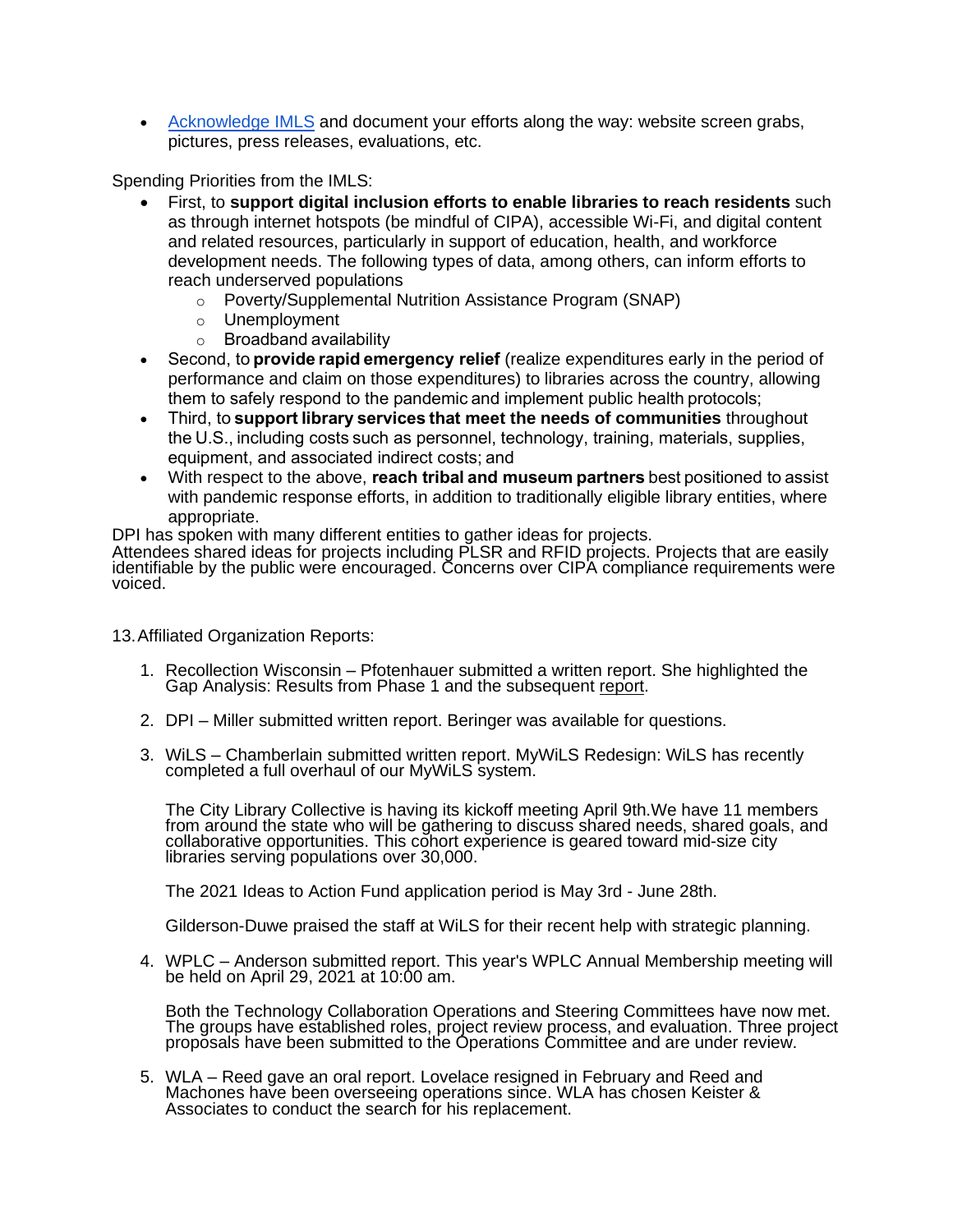- [Acknowledge IMLS](#) and document your efforts along the way: website screen grabs, pictures, press releases, evaluations, etc.

Spending Priorities from the IMLS:

- First, to **support digital inclusion efforts to enable libraries to reach residents** such as through internet hotspots (be mindful of CIPA), accessible Wi-Fi, and digital content and related resources, particularly in support of education, health, and workforce development needs. The following types of data, among others, can inform efforts to reach underserved populations
    - Poverty/Supplemental Nutrition Assistance Program (SNAP)
    - Unemployment
    - Broadband availability
- Second, to **provide rapid emergency relief** (realize expenditures early in the period of performance and claim on those expenditures) to libraries across the country, allowing them to safely respond to the pandemic and implement public health protocols;
- Third, to **support library services that meet the needs of communities** throughout the U.S., including costs such as personnel, technology, training, materials, supplies, equipment, and associated indirect costs; and
- With respect to the above, **reach tribal and museum partners** best positioned to assist with pandemic response efforts, in addition to traditionally eligible library entities, where appropriate.

DPI has spoken with many different entities to gather ideas for projects. Attendees shared ideas for projects including PLSR and RFID projects. Projects that are easily identifiable by the public were encouraged. Concerns over CIPA compliance requirements were voiced.

13. Affiliated Organization Reports:

1. Recollection Wisconsin – Pfotenhauer submitted a written report. She highlighted the Gap Analysis: Results from Phase 1 and the subsequent report.

2. DPI – Miller submitted written report. Beringer was available for questions.

3. WiLS – Chamberlain submitted written report. MyWiLS Redesign: WiLS has recently completed a full overhaul of our MyWiLS system.

   The City Library Collective is having its kickoff meeting April 9th.We have 11 members from around the state who will be gathering to discuss shared needs, shared goals, and collaborative opportunities. This cohort experience is geared toward mid-size city libraries serving populations over 30,000.

   The 2021 Ideas to Action Fund application period is May 3rd - June 28th.

   Gilderson-Duwe praised the staff at WiLS for their recent help with strategic planning.

4. WPLC – Anderson submitted report. This year's WPLC Annual Membership meeting will be held on April 29, 2021 at 10:00 am.

   Both the Technology Collaboration Operations and Steering Committees have now met. The groups have established roles, project review process, and evaluation. Three project proposals have been submitted to the Operations Committee and are under review.

5. WLA – Reed gave an oral report. Lovelace resigned in February and Reed and Machones have been overseeing operations since. WLA has chosen Keister & Associates to conduct the search for his replacement.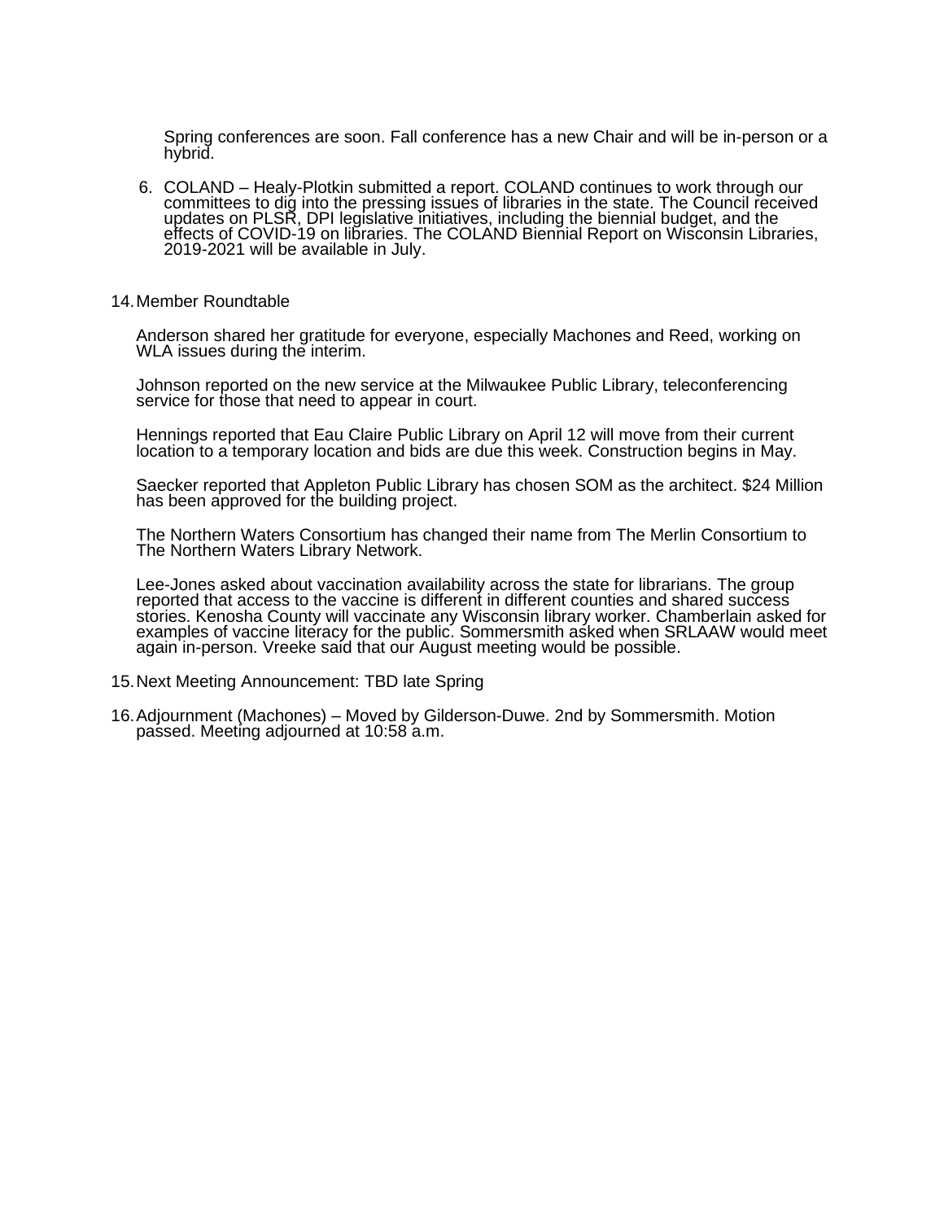Spring conferences are soon. Fall conference has a new Chair and will be in-person or a hybrid.

6. COLAND – Healy-Plotkin submitted a report. COLAND continues to work through our committees to dig into the pressing issues of libraries in the state. The Council received updates on PLSR, DPI legislative initiatives, including the biennial budget, and the effects of COVID-19 on libraries. The COLAND Biennial Report on Wisconsin Libraries, 2019-2021 will be available in July.

14. Member Roundtable

    Anderson shared her gratitude for everyone, especially Machones and Reed, working on WLA issues during the interim.

    Johnson reported on the new service at the Milwaukee Public Library, teleconferencing service for those that need to appear in court.

    Hennings reported that Eau Claire Public Library on April 12 will move from their current location to a temporary location and bids are due this week. Construction begins in May.

    Saecker reported that Appleton Public Library has chosen SOM as the architect. $24 Million has been approved for the building project.

    The Northern Waters Consortium has changed their name from The Merlin Consortium to The Northern Waters Library Network.

    Lee-Jones asked about vaccination availability across the state for librarians. The group reported that access to the vaccine is different in different counties and shared success stories. Kenosha County will vaccinate any Wisconsin library worker. Chamberlain asked for examples of vaccine literacy for the public. Sommersmith asked when SRLAAW would meet again in-person. Vreeke said that our August meeting would be possible.

15. Next Meeting Announcement: TBD late Spring

16. Adjournment (Machones) – Moved by Gilderson-Duwe. 2nd by Sommersmith. Motion passed. Meeting adjourned at 10:58 a.m.